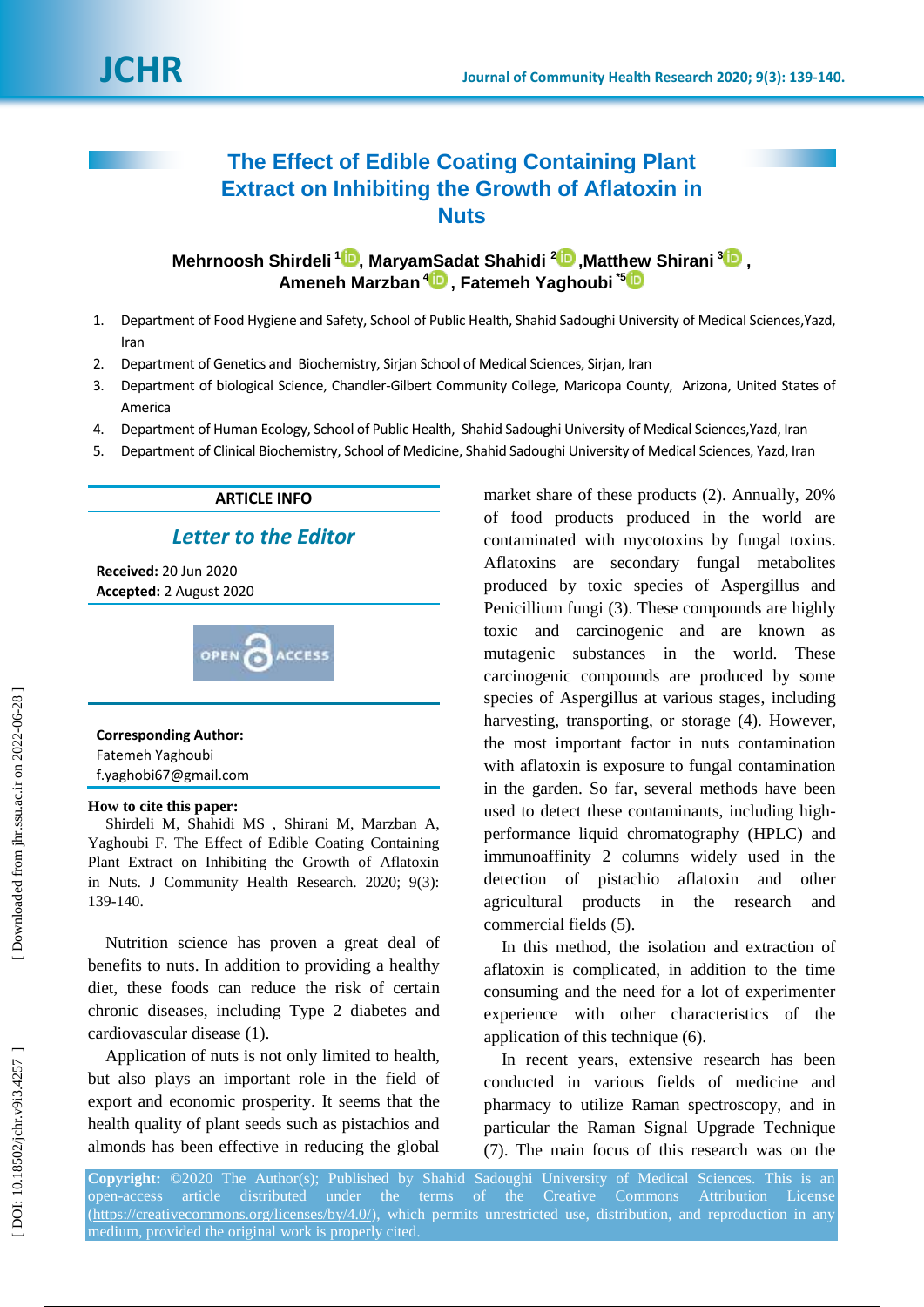# The Effect of Edible Coating Containing Plant Extract on Inhibiting the Growth of Aflatoxin in Nuts

**Mehrnoosh Shirdeli [1], MaryamSadat Shahidi [2], Matthew Shirani [3], Ameneh Marzban [4], Fatemeh Yaghoubi [*5]**

1. Department of Food Hygiene and Safety, School of Public Health, Shahid Sadoughi University of Medical Sciences,Yazd, Iran
2. Department of Genetics and Biochemistry, Sirjan School of Medical Sciences, Sirjan, Iran
3. Department of biological Science, Chandler-Gilbert Community College, Maricopa County, Arizona, United States of America
4. Department of Human Ecology, School of Public Health, Shahid Sadoughi University of Medical Sciences,Yazd, Iran
5. Department of Clinical Biochemistry, School of Medicine, Shahid Sadoughi University of Medical Sciences, Yazd, Iran

**ARTICLE INFO**

*Letter to the Editor*

**Received:** 20 Jun 2020
**Accepted:** 2 August 2020

**Corresponding Author:**
Fatemeh Yaghoubi
f.yaghobi67@gmail.com

**How to cite this paper:**
Shirdeli M, Shahidi MS , Shirani M, Marzban A, Yaghoubi F. The Effect of Edible Coating Containing Plant Extract on Inhibiting the Growth of Aflatoxin in Nuts. J Community Health Research. 2020; 9(3): 139-140.

Nutrition science has proven a great deal of benefits to nuts. In addition to providing a healthy diet, these foods can reduce the risk of certain chronic diseases, including Type 2 diabetes and cardiovascular disease (1).

Application of nuts is not only limited to health, but also plays an important role in the field of export and economic prosperity. It seems that the health quality of plant seeds such as pistachios and almonds has been effective in reducing the global market share of these products (2). Annually, 20% of food products produced in the world are contaminated with mycotoxins by fungal toxins. Aflatoxins are secondary fungal metabolites produced by toxic species of Aspergillus and Penicillium fungi (3). These compounds are highly toxic and carcinogenic and are known as mutagenic substances in the world. These carcinogenic compounds are produced by some species of Aspergillus at various stages, including harvesting, transporting, or storage (4). However, the most important factor in nuts contamination with aflatoxin is exposure to fungal contamination in the garden. So far, several methods have been used to detect these contaminants, including high-performance liquid chromatography (HPLC) and immunoaffinity 2 columns widely used in the detection of pistachio aflatoxin and other agricultural products in the research and commercial fields (5).

In this method, the isolation and extraction of aflatoxin is complicated, in addition to the time consuming and the need for a lot of experimenter experience with other characteristics of the application of this technique (6).

In recent years, extensive research has been conducted in various fields of medicine and pharmacy to utilize Raman spectroscopy, and in particular the Raman Signal Upgrade Technique (7). The main focus of this research was on the

**Copyright:** ©2020 The Author(s); Published by Shahid Sadoughi University of Medical Sciences. This is an open-access article distributed under the terms of the Creative Commons Attribution License (https://creativecommons.org/licenses/by/4.0/), which permits unrestricted use, distribution, and reproduction in any medium, provided the original work is properly cited.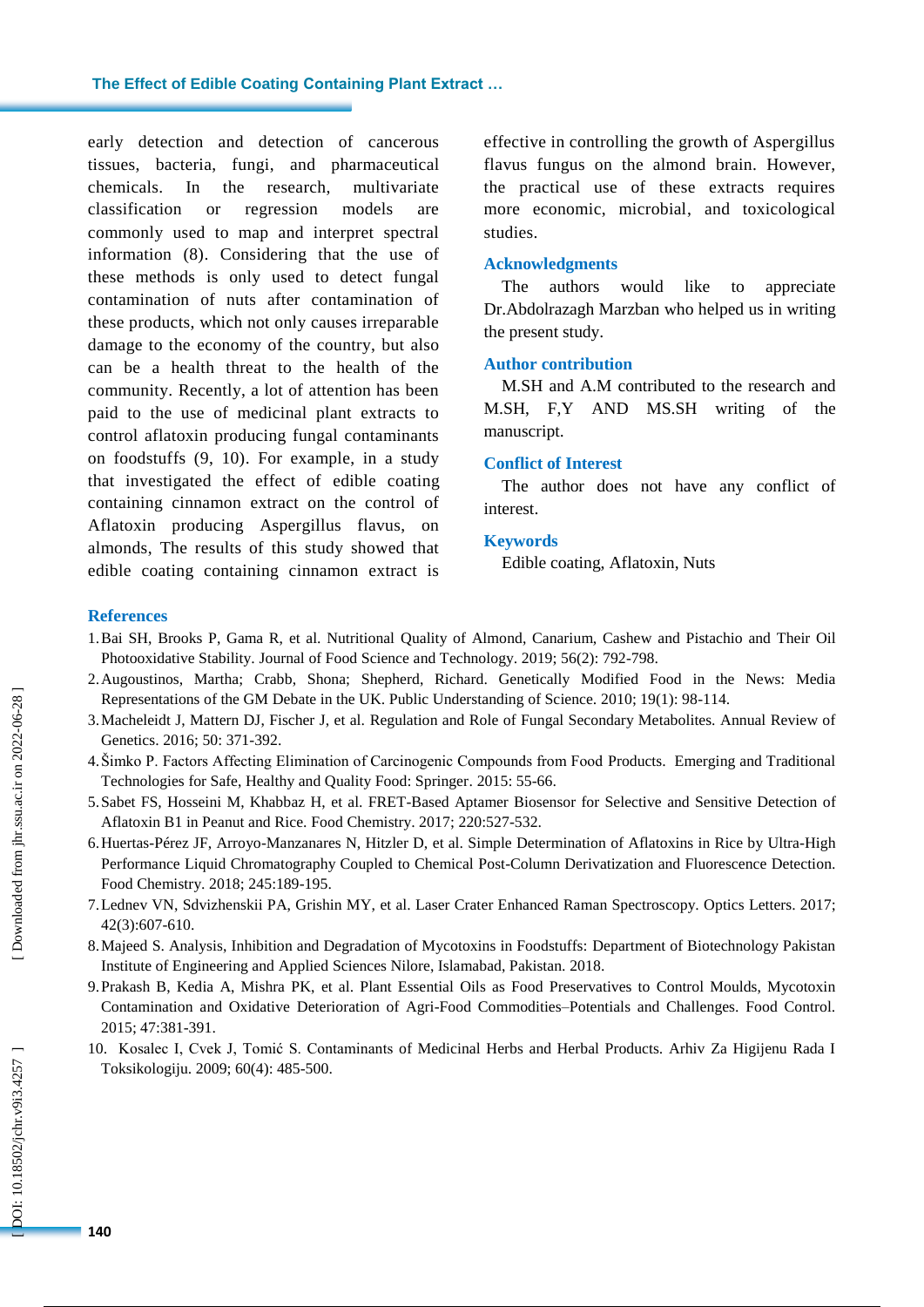early detection and detection of cancerous tissues, bacteria, fungi, and pharmaceutical chemicals. In the research, multivariate classification or regression models are commonly used to map and interpret spectral information (8). Considering that the use of these methods is only used to detect fungal contamination of nuts after contamination of these products, which not only causes irreparable damage to the economy of the country, but also can be a health threat to the health of the community. Recently, a lot of attention has been paid to the use of medicinal plant extracts to control aflatoxin producing fungal contaminants on foodstuffs (9, 10). For example, in a study that investigated the effect of edible coating containing cinnamon extract on the control of Aflatoxin producing Aspergillus flavus, on almonds, The results of this study showed that edible coating containing cinnamon extract is effective in controlling the growth of Aspergillus flavus fungus on the almond brain. However, the practical use of these extracts requires more economic, microbial, and toxicological studies.

## Acknowledgments

The authors would like to appreciate Dr.Abdolrazagh Marzban who helped us in writing the present study.

## Author contribution

M.SH and A.M contributed to the research and M.SH, F,Y AND MS.SH writing of the manuscript.

## Conflict of Interest

The author does not have any conflict of interest.

## Keywords

Edible coating, Aflatoxin, Nuts

## References

1. Bai SH, Brooks P, Gama R, et al. Nutritional Quality of Almond, Canarium, Cashew and Pistachio and Their Oil Photooxidative Stability. Journal of Food Science and Technology. 2019; 56(2): 792-798.
2. Augoustinos, Martha; Crabb, Shona; Shepherd, Richard. Genetically Modified Food in the News: Media Representations of the GM Debate in the UK. Public Understanding of Science. 2010; 19(1): 98-114.
3. Macheleidt J, Mattern DJ, Fischer J, et al. Regulation and Role of Fungal Secondary Metabolites. Annual Review of Genetics. 2016; 50: 371-392.
4. Šimko P. Factors Affecting Elimination of Carcinogenic Compounds from Food Products. Emerging and Traditional Technologies for Safe, Healthy and Quality Food: Springer. 2015: 55-66.
5. Sabet FS, Hosseini M, Khabbaz H, et al. FRET-Based Aptamer Biosensor for Selective and Sensitive Detection of Aflatoxin B1 in Peanut and Rice. Food Chemistry. 2017; 220:527-532.
6. Huertas-Pérez JF, Arroyo-Manzanares N, Hitzler D, et al. Simple Determination of Aflatoxins in Rice by Ultra-High Performance Liquid Chromatography Coupled to Chemical Post-Column Derivatization and Fluorescence Detection. Food Chemistry. 2018; 245:189-195.
7. Lednev VN, Sdvizhenskii PA, Grishin MY, et al. Laser Crater Enhanced Raman Spectroscopy. Optics Letters. 2017; 42(3):607-610.
8. Majeed S. Analysis, Inhibition and Degradation of Mycotoxins in Foodstuffs: Department of Biotechnology Pakistan Institute of Engineering and Applied Sciences Nilore, Islamabad, Pakistan. 2018.
9. Prakash B, Kedia A, Mishra PK, et al. Plant Essential Oils as Food Preservatives to Control Moulds, Mycotoxin Contamination and Oxidative Deterioration of Agri-Food Commodities–Potentials and Challenges. Food Control. 2015; 47:381-391.
10. Kosalec I, Cvek J, Tomić S. Contaminants of Medicinal Herbs and Herbal Products. Arhiv Za Higijenu Rada I Toksikologiju. 2009; 60(4): 485-500.